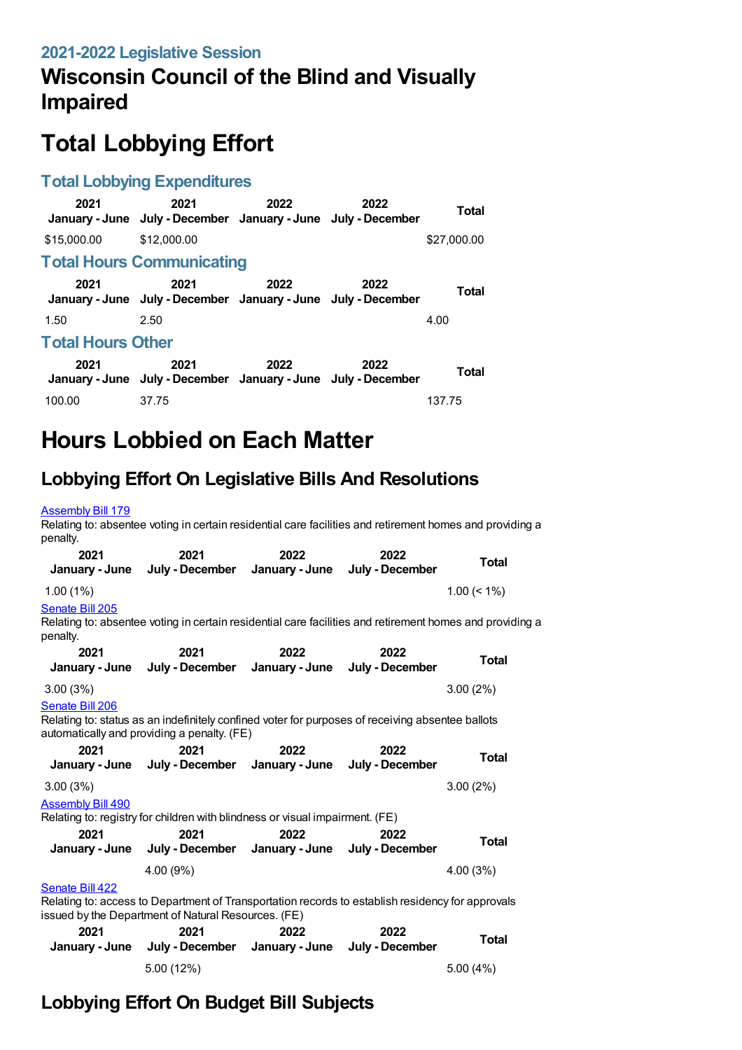## 2021-2022 Legislative Session

# Wisconsin Council of the Blind and Visually Impaired

# Total Lobbying Effort

### Total Lobbying Expenditures

| 2021 January - June | 2021 July - December | 2022 January - June | 2022 July - December | Total |
|---|---|---|---|---|
| $15,000.00 | $12,000.00 | | | $27,000.00 |

### Total Hours Communicating

| 2021 January - June | 2021 July - December | 2022 January - June | 2022 July - December | Total |
|---|---|---|---|---|
| 1.50 | 2.50 | | | 4.00 |

### Total Hours Other

| 2021 January - June | 2021 July - December | 2022 January - June | 2022 July - December | Total |
|---|---|---|---|---|
| 100.00 | 37.75 | | | 137.75 |

# Hours Lobbied on Each Matter

## Lobbying Effort On Legislative Bills And Resolutions

Assembly Bill 179

Relating to: absentee voting in certain residential care facilities and retirement homes and providing a penalty.

| 2021 January - June | 2021 July - December | 2022 January - June | 2022 July - December | Total |
|---|---|---|---|---|
| 1.00 (1%) | | | | 1.00 (< 1%) |

Senate Bill 205

Relating to: absentee voting in certain residential care facilities and retirement homes and providing a penalty.

| 2021 January - June | 2021 July - December | 2022 January - June | 2022 July - December | Total |
|---|---|---|---|---|
| 3.00 (3%) | | | | 3.00 (2%) |

Senate Bill 206

Relating to: status as an indefinitely confined voter for purposes of receiving absentee ballots automatically and providing a penalty. (FE)

| 2021 January - June | 2021 July - December | 2022 January - June | 2022 July - December | Total |
|---|---|---|---|---|
| 3.00 (3%) | | | | 3.00 (2%) |

Assembly Bill 490

Relating to: registry for children with blindness or visual impairment. (FE)

| 2021 January - June | 2021 July - December | 2022 January - June | 2022 July - December | Total |
|---|---|---|---|---|
| | 4.00 (9%) | | | 4.00 (3%) |

Senate Bill 422

Relating to: access to Department of Transportation records to establish residency for approvals issued by the Department of Natural Resources. (FE)

| 2021 January - June | 2021 July - December | 2022 January - June | 2022 July - December | Total |
|---|---|---|---|---|
| | 5.00 (12%) | | | 5.00 (4%) |

## Lobbying Effort On Budget Bill Subjects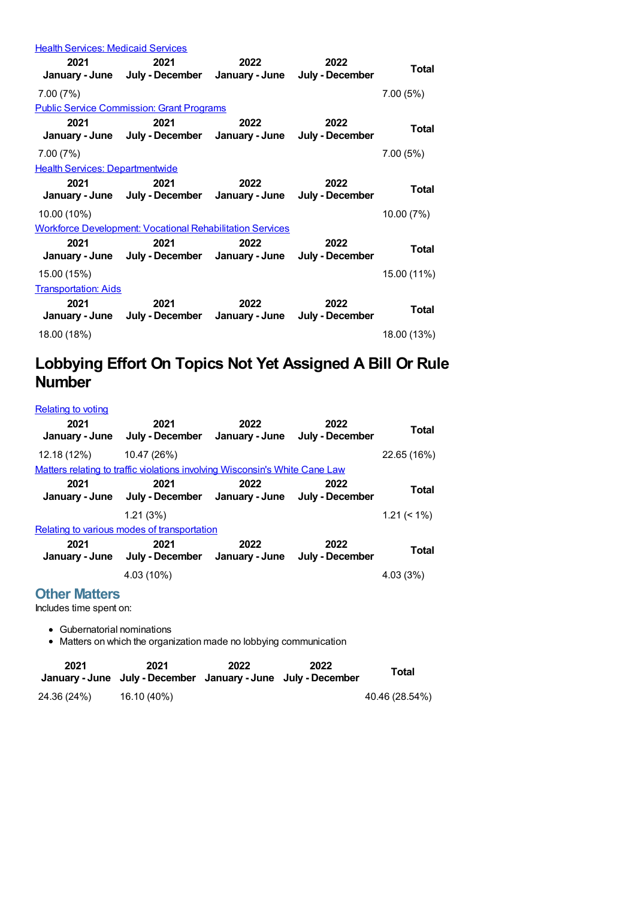[Health Services: Medicaid Services](#)

| 2021 January - June | 2021 July - December | 2022 January - June | 2022 July - December | Total |
| --- | --- | --- | --- | --- |
| 7.00 (7%) | | | | 7.00 (5%) |

[Public Service Commission: Grant Programs](#)

| 2021 January - June | 2021 July - December | 2022 January - June | 2022 July - December | Total |
| --- | --- | --- | --- | --- |
| 7.00 (7%) | | | | 7.00 (5%) |

[Health Services: Departmentwide](#)

| 2021 January - June | 2021 July - December | 2022 January - June | 2022 July - December | Total |
| --- | --- | --- | --- | --- |
| 10.00 (10%) | | | | 10.00 (7%) |

[Workforce Development: Vocational Rehabilitation Services](#)

| 2021 January - June | 2021 July - December | 2022 January - June | 2022 July - December | Total |
| --- | --- | --- | --- | --- |
| 15.00 (15%) | | | | 15.00 (11%) |

[Transportation: Aids](#)

| 2021 January - June | 2021 July - December | 2022 January - June | 2022 July - December | Total |
| --- | --- | --- | --- | --- |
| 18.00 (18%) | | | | 18.00 (13%) |

## Lobbying Effort On Topics Not Yet Assigned A Bill Or Rule Number

[Relating to voting](#)

| 2021 January - June | 2021 July - December | 2022 January - June | 2022 July - December | Total |
| --- | --- | --- | --- | --- |
| 12.18 (12%) | 10.47 (26%) | | | 22.65 (16%) |

[Matters relating to traffic violations involving Wisconsin's White Cane Law](#)

| 2021 January - June | 2021 July - December | 2022 January - June | 2022 July - December | Total |
| --- | --- | --- | --- | --- |
| | 1.21 (3%) | | | 1.21 (< 1%) |

[Relating to various modes of transportation](#)

| 2021 January - June | 2021 July - December | 2022 January - June | 2022 July - December | Total |
| --- | --- | --- | --- | --- |
| | 4.03 (10%) | | | 4.03 (3%) |

### Other Matters

Includes time spent on:

- Gubernatorial nominations
- Matters on which the organization made no lobbying communication

| 2021 January - June | 2021 July - December | 2022 January - June | 2022 July - December | Total |
| --- | --- | --- | --- | --- |
| 24.36 (24%) | 16.10 (40%) | | | 40.46 (28.54%) |